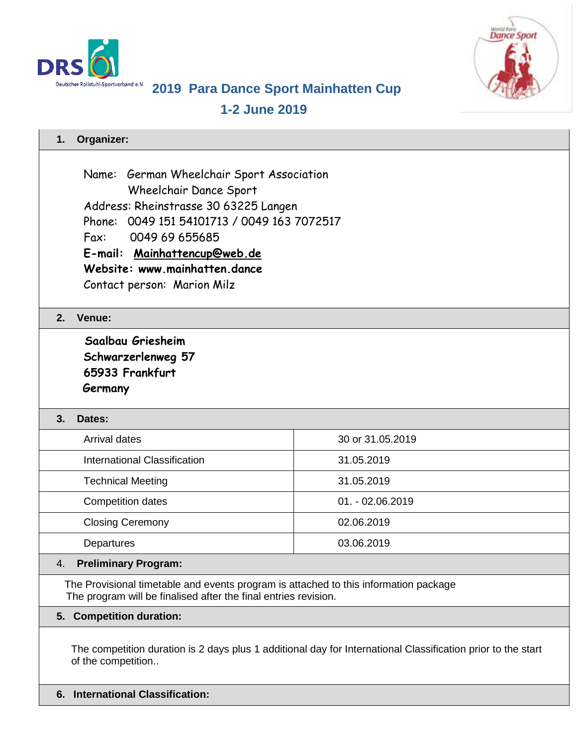# 2019 Para Dance Sport Mainhatten Cup

## 1-2 June 2019

### 1. Organizer:

Name: German Wheelchair Sport Association
Wheelchair Dance Sport
Address: Rheinstrasse 30 63225 Langen
Phone: 0049 151 54101713 / 0049 163 7072517
Fax: 0049 69 655685
**E-mail: Mainhattencup@web.de**
**Website: www.mainhatten.dance**
Contact person: Marion Milz

### 2. Venue:

**Saalbau Griesheim**
**Schwarzerlenweg 57**
**65933 Frankfurt**
**Germany**

### 3. Dates:

| | |
|---|---|
| Arrival dates | 30 or 31.05.2019 |
| International Classification | 31.05.2019 |
| Technical Meeting | 31.05.2019 |
| Competition dates | 01. - 02.06.2019 |
| Closing Ceremony | 02.06.2019 |
| Departures | 03.06.2019 |

### 4. Preliminary Program:

The Provisional timetable and events program is attached to this information package
The program will be finalised after the final entries revision.

### 5. Competition duration:

The competition duration is 2 days plus 1 additional day for International Classification prior to the start of the competition..

### 6. International Classification: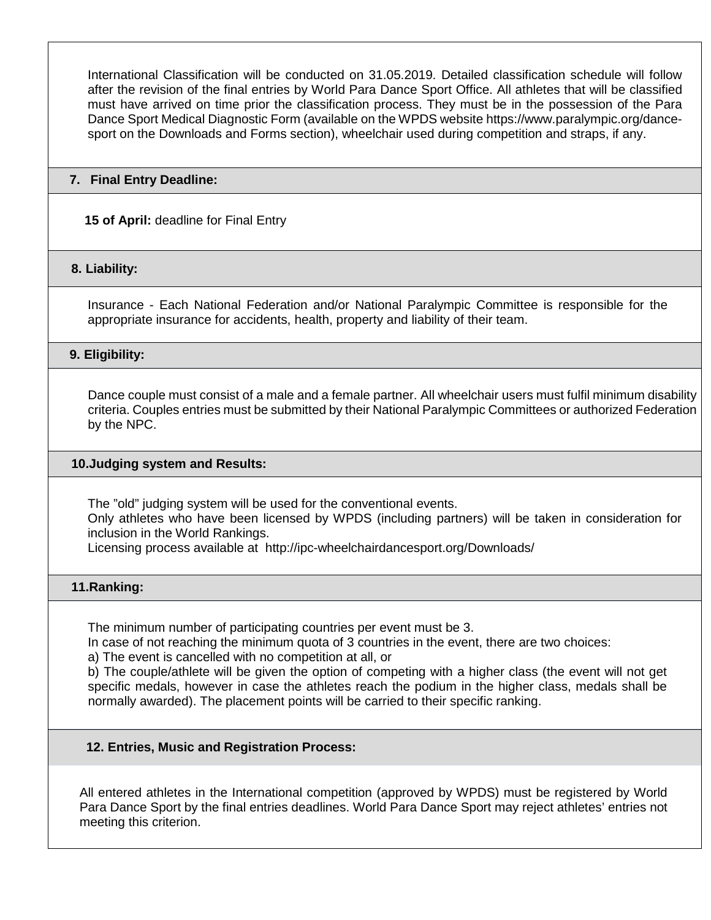International Classification will be conducted on 31.05.2019. Detailed classification schedule will follow after the revision of the final entries by World Para Dance Sport Office. All athletes that will be classified must have arrived on time prior the classification process. They must be in the possession of the Para Dance Sport Medical Diagnostic Form (available on the WPDS website https://www.paralympic.org/dance-sport on the Downloads and Forms section), wheelchair used during competition and straps, if any.

## 7. Final Entry Deadline:

**15 of April:** deadline for Final Entry

## 8. Liability:

Insurance - Each National Federation and/or National Paralympic Committee is responsible for the appropriate insurance for accidents, health, property and liability of their team.

## 9. Eligibility:

Dance couple must consist of a male and a female partner. All wheelchair users must fulfil minimum disability criteria. Couples entries must be submitted by their National Paralympic Committees or authorized Federation by the NPC.

## 10. Judging system and Results:

The "old" judging system will be used for the conventional events.
Only athletes who have been licensed by WPDS (including partners) will be taken in consideration for inclusion in the World Rankings.
Licensing process available at http://ipc-wheelchairdancesport.org/Downloads/

## 11. Ranking:

The minimum number of participating countries per event must be 3.
In case of not reaching the minimum quota of 3 countries in the event, there are two choices:
a) The event is cancelled with no competition at all, or
b) The couple/athlete will be given the option of competing with a higher class (the event will not get specific medals, however in case the athletes reach the podium in the higher class, medals shall be normally awarded). The placement points will be carried to their specific ranking.

## 12. Entries, Music and Registration Process:

All entered athletes in the International competition (approved by WPDS) must be registered by World Para Dance Sport by the final entries deadlines. World Para Dance Sport may reject athletes' entries not meeting this criterion.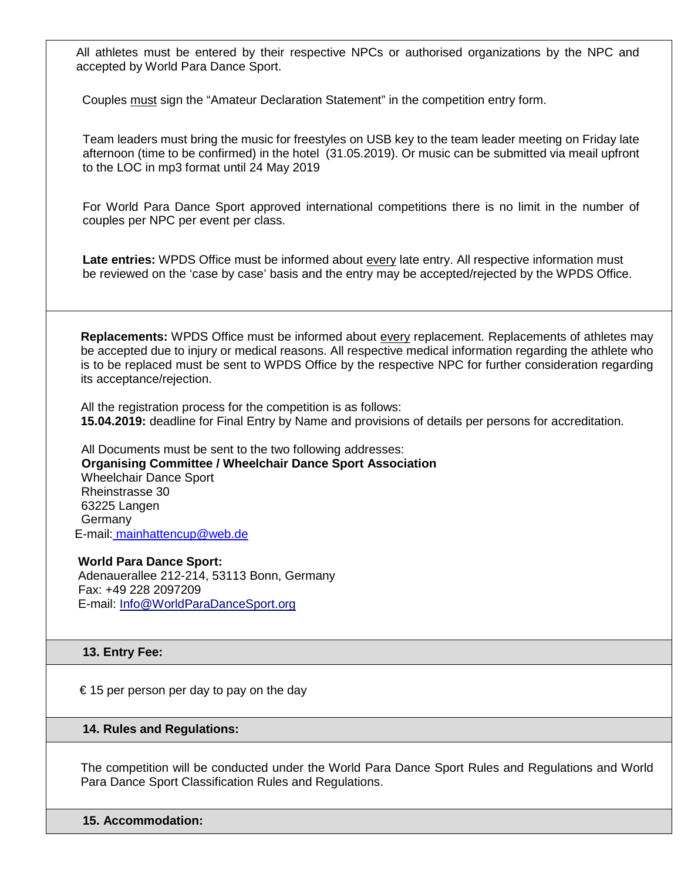All athletes must be entered by their respective NPCs or authorised organizations by the NPC and accepted by World Para Dance Sport.

Couples must sign the “Amateur Declaration Statement” in the competition entry form.

Team leaders must bring the music for freestyles on USB key to the team leader meeting on Friday late afternoon (time to be confirmed) in the hotel (31.05.2019). Or music can be submitted via meail upfront to the LOC in mp3 format until 24 May 2019

For World Para Dance Sport approved international competitions there is no limit in the number of couples per NPC per event per class.

**Late entries:** WPDS Office must be informed about every late entry. All respective information must be reviewed on the ‘case by case’ basis and the entry may be accepted/rejected by the WPDS Office.

**Replacements:** WPDS Office must be informed about every replacement. Replacements of athletes may be accepted due to injury or medical reasons. All respective medical information regarding the athlete who is to be replaced must be sent to WPDS Office by the respective NPC for further consideration regarding its acceptance/rejection.

All the registration process for the competition is as follows:
**15.04.2019:** deadline for Final Entry by Name and provisions of details per persons for accreditation.

All Documents must be sent to the two following addresses:
**Organising Committee / Wheelchair Dance Sport Association**
Wheelchair Dance Sport
Rheinstrasse 30
63225 Langen
Germany
E-mail: mainhattencup@web.de

**World Para Dance Sport:**
Adenauerallee 212-214, 53113 Bonn, Germany
Fax: +49 228 2097209
E-mail: Info@WorldParaDanceSport.org

## 13. Entry Fee:

€ 15 per person per day to pay on the day

## 14. Rules and Regulations:

The competition will be conducted under the World Para Dance Sport Rules and Regulations and World Para Dance Sport Classification Rules and Regulations.

## 15. Accommodation: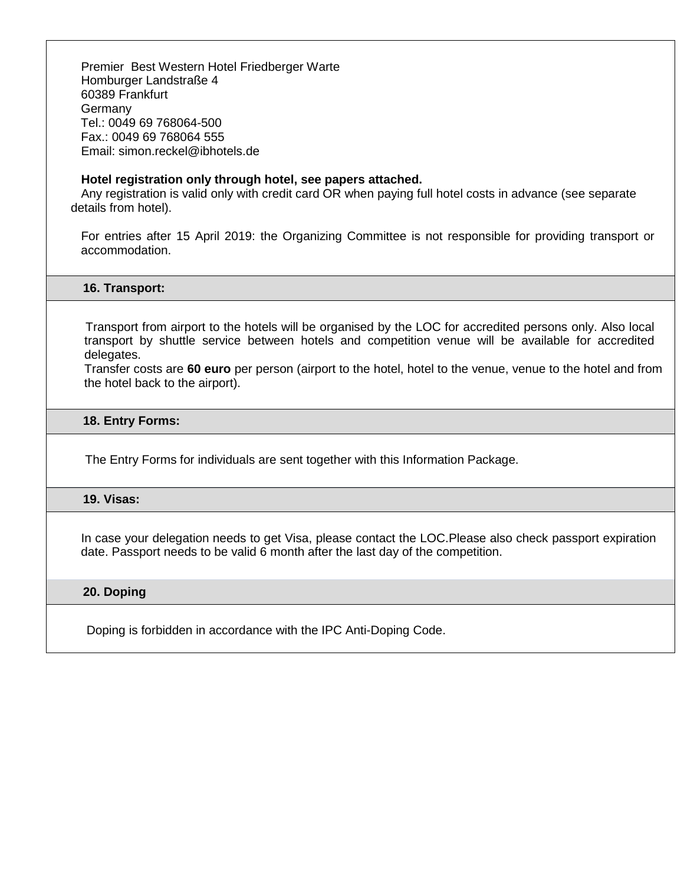Premier Best Western Hotel Friedberger Warte
Homburger Landstraße 4
60389 Frankfurt
Germany
Tel.: 0049 69 768064-500
Fax.: 0049 69 768064 555
Email: simon.reckel@ibhotels.de

**Hotel registration only through hotel, see papers attached.**
Any registration is valid only with credit card OR when paying full hotel costs in advance (see separate details from hotel).

For entries after 15 April 2019: the Organizing Committee is not responsible for providing transport or accommodation.

## 16. Transport:

Transport from airport to the hotels will be organised by the LOC for accredited persons only. Also local transport by shuttle service between hotels and competition venue will be available for accredited delegates.
Transfer costs are **60 euro** per person (airport to the hotel, hotel to the venue, venue to the hotel and from the hotel back to the airport).

## 18. Entry Forms:

The Entry Forms for individuals are sent together with this Information Package.

## 19. Visas:

In case your delegation needs to get Visa, please contact the LOC.Please also check passport expiration date. Passport needs to be valid 6 month after the last day of the competition.

## 20. Doping

Doping is forbidden in accordance with the IPC Anti-Doping Code.